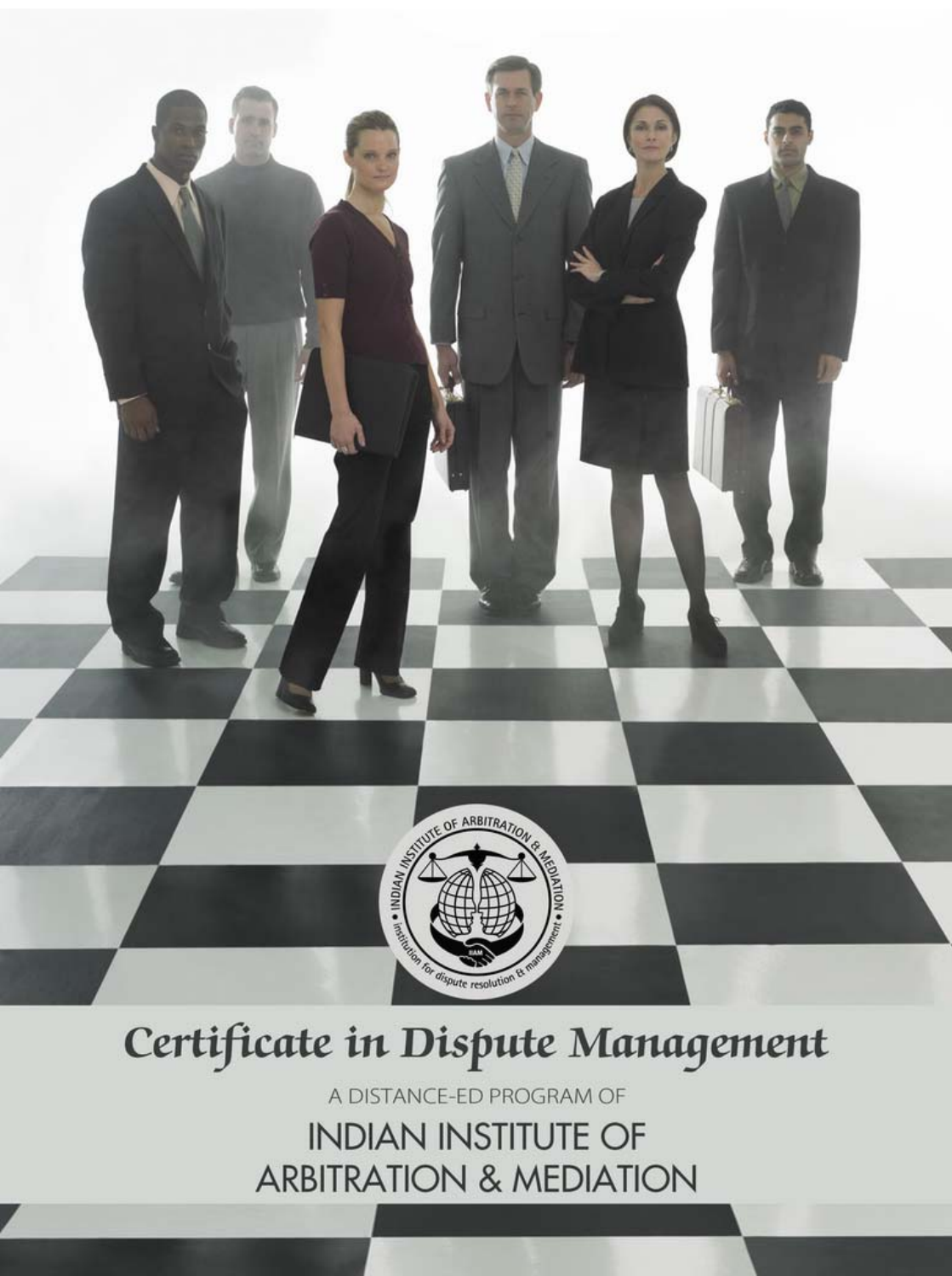# Certificate in Dispute Management

A DISTANCE-ED PROGRAM OF

## INDIAN INSTITUTE OF ARBITRATION & MEDIATION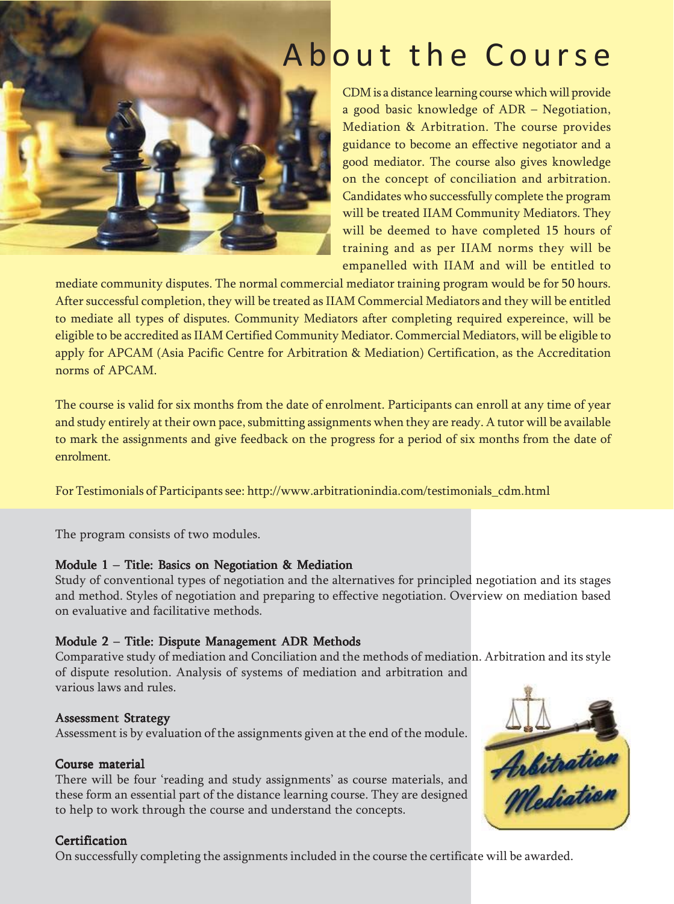# About the Course

CDM is a distance learning course which will provide a good basic knowledge of ADR – Negotiation, Mediation & Arbitration. The course provides guidance to become an effective negotiator and a good mediator. The course also gives knowledge on the concept of conciliation and arbitration. Candidates who successfully complete the program will be treated IIAM Community Mediators. They will be deemed to have completed 15 hours of training and as per IIAM norms they will be empanelled with IIAM and will be entitled to mediate community disputes. The normal commercial mediator training program would be for 50 hours. After successful completion, they will be treated as IIAM Commercial Mediators and they will be entitled to mediate all types of disputes. Community Mediators after completing required expereince, will be eligible to be accredited as IIAM Certified Community Mediator. Commercial Mediators, will be eligible to apply for APCAM (Asia Pacific Centre for Arbitration & Mediation) Certification, as the Accreditation norms of APCAM.

The course is valid for six months from the date of enrolment. Participants can enroll at any time of year and study entirely at their own pace, submitting assignments when they are ready. A tutor will be available to mark the assignments and give feedback on the progress for a period of six months from the date of enrolment.

For Testimonials of Participants see: http://www.arbitrationindia.com/testimonials_cdm.html

The program consists of two modules.

**Module 1 – Title: Basics on Negotiation & Mediation**

Study of conventional types of negotiation and the alternatives for principled negotiation and its stages and method. Styles of negotiation and preparing to effective negotiation. Overview on mediation based on evaluative and facilitative methods.

**Module 2 – Title: Dispute Management ADR Methods**

Comparative study of mediation and Conciliation and the methods of mediation. Arbitration and its style of dispute resolution. Analysis of systems of mediation and arbitration and various laws and rules.

**Assessment Strategy**

Assessment is by evaluation of the assignments given at the end of the module.

**Course material**

There will be four 'reading and study assignments' as course materials, and these form an essential part of the distance learning course. They are designed to help to work through the course and understand the concepts.

**Certification**

On successfully completing the assignments included in the course the certificate will be awarded.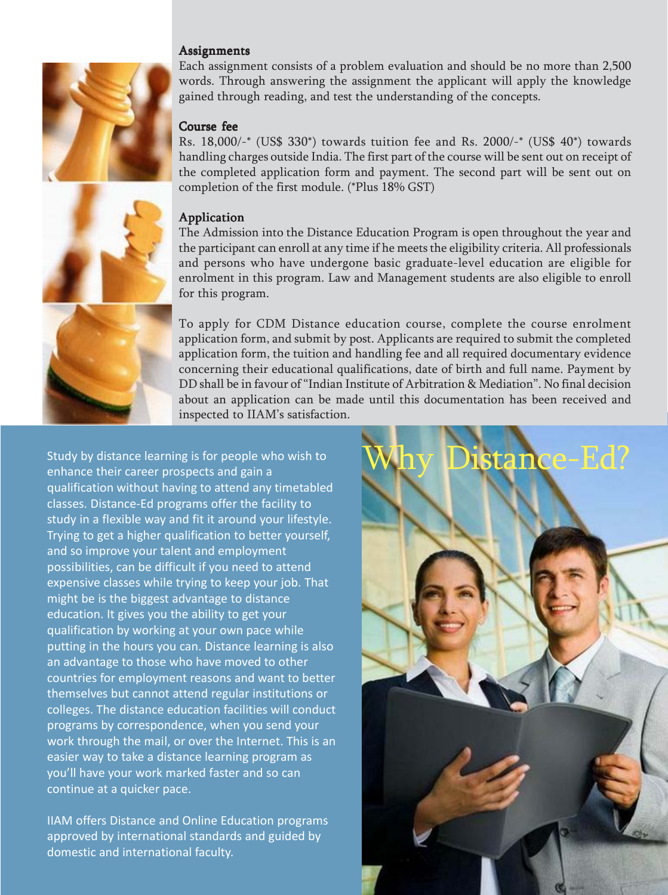## Assignments

Each assignment consists of a problem evaluation and should be no more than 2,500 words. Through answering the assignment the applicant will apply the knowledge gained through reading, and test the understanding of the concepts.

## Course fee

Rs. 18,000/-* (US$ 330*) towards tuition fee and Rs. 2000/-* (US$ 40*) towards handling charges outside India. The first part of the course will be sent out on receipt of the completed application form and payment. The second part will be sent out on completion of the first module. (*Plus 18% GST)

## Application

The Admission into the Distance Education Program is open throughout the year and the participant can enroll at any time if he meets the eligibility criteria. All professionals and persons who have undergone basic graduate-level education are eligible for enrolment in this program. Law and Management students are also eligible to enroll for this program.

To apply for CDM Distance education course, complete the course enrolment application form, and submit by post. Applicants are required to submit the completed application form, the tuition and handling fee and all required documentary evidence concerning their educational qualifications, date of birth and full name. Payment by DD shall be in favour of "Indian Institute of Arbitration & Mediation". No final decision about an application can be made until this documentation has been received and inspected to IIAM's satisfaction.

## Why Distance-Ed?

Study by distance learning is for people who wish to enhance their career prospects and gain a qualification without having to attend any timetabled classes. Distance-Ed programs offer the facility to study in a flexible way and fit it around your lifestyle. Trying to get a higher qualification to better yourself, and so improve your talent and employment possibilities, can be difficult if you need to attend expensive classes while trying to keep your job. That might be is the biggest advantage to distance education. It gives you the ability to get your qualification by working at your own pace while putting in the hours you can. Distance learning is also an advantage to those who have moved to other countries for employment reasons and want to better themselves but cannot attend regular institutions or colleges. The distance education facilities will conduct programs by correspondence, when you send your work through the mail, or over the Internet. This is an easier way to take a distance learning program as you'll have your work marked faster and so can continue at a quicker pace.

IIAM offers Distance and Online Education programs approved by international standards and guided by domestic and international faculty.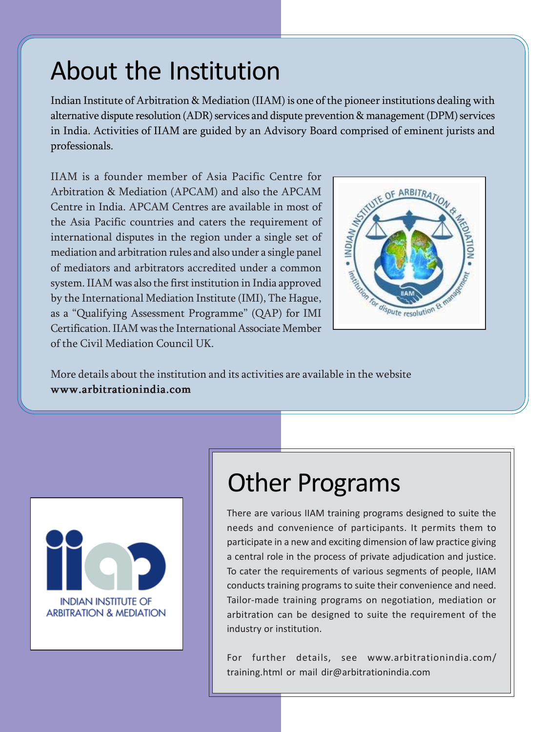# About the Institution

Indian Institute of Arbitration & Mediation (IIAM) is one of the pioneer institutions dealing with alternative dispute resolution (ADR) services and dispute prevention & management (DPM) services in India. Activities of IIAM are guided by an Advisory Board comprised of eminent jurists and professionals.

IIAM is a founder member of Asia Pacific Centre for Arbitration & Mediation (APCAM) and also the APCAM Centre in India. APCAM Centres are available in most of the Asia Pacific countries and caters the requirement of international disputes in the region under a single set of mediation and arbitration rules and also under a single panel of mediators and arbitrators accredited under a common system. IIAM was also the first institution in India approved by the International Mediation Institute (IMI), The Hague, as a "Qualifying Assessment Programme" (QAP) for IMI Certification. IIAM was the International Associate Member of the Civil Mediation Council UK.

More details about the institution and its activities are available in the website **www.arbitrationindia.com**

# Other Programs

There are various IIAM training programs designed to suite the needs and convenience of participants. It permits them to participate in a new and exciting dimension of law practice giving a central role in the process of private adjudication and justice. To cater the requirements of various segments of people, IIAM conducts training programs to suite their convenience and need. Tailor-made training programs on negotiation, mediation or arbitration can be designed to suite the requirement of the industry or institution.

For further details, see www.arbitrationindia.com/training.html or mail dir@arbitrationindia.com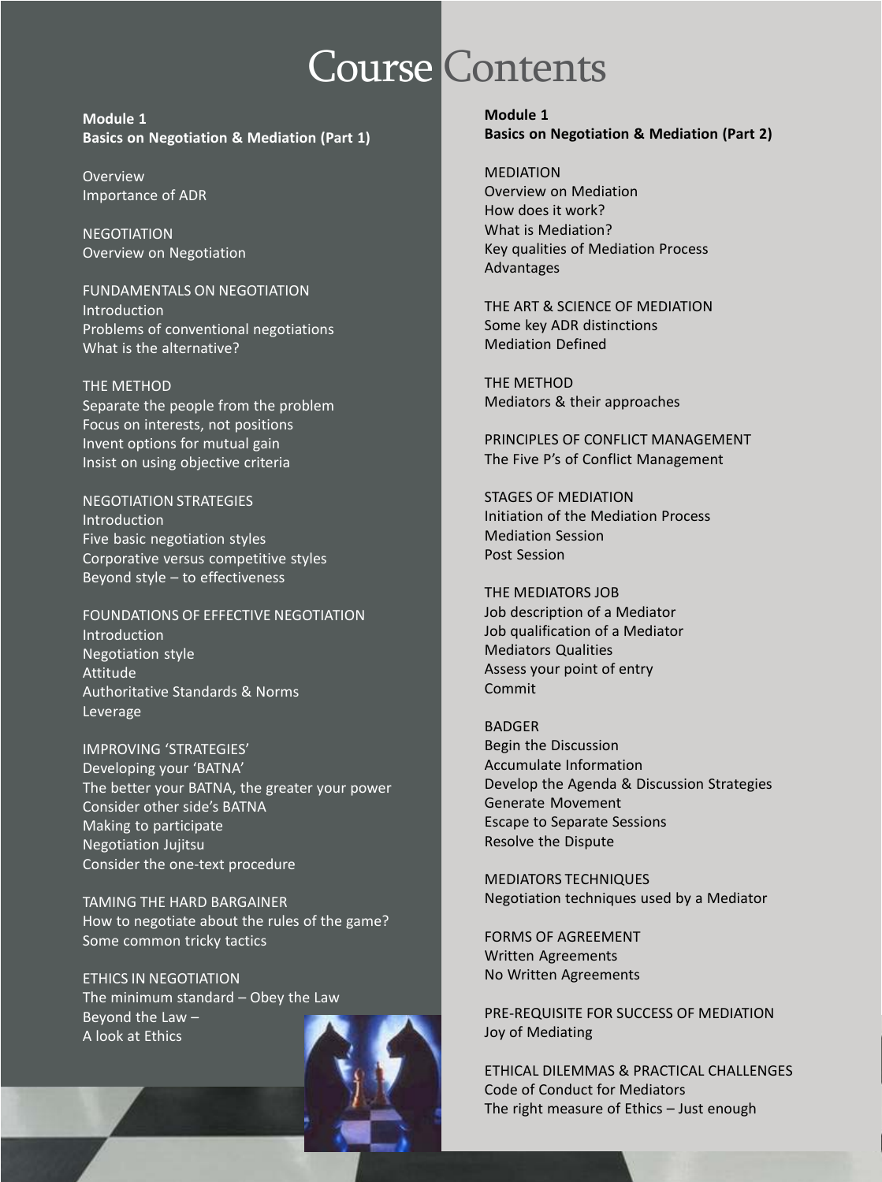# Course Contents

**Module 1**
**Basics on Negotiation & Mediation (Part 1)**

Overview
Importance of ADR

NEGOTIATION
Overview on Negotiation

FUNDAMENTALS ON NEGOTIATION
Introduction
Problems of conventional negotiations
What is the alternative?

THE METHOD
Separate the people from the problem
Focus on interests, not positions
Invent options for mutual gain
Insist on using objective criteria

NEGOTIATION STRATEGIES
Introduction
Five basic negotiation styles
Corporative versus competitive styles
Beyond style – to effectiveness

FOUNDATIONS OF EFFECTIVE NEGOTIATION
Introduction
Negotiation style
Attitude
Authoritative Standards & Norms
Leverage

IMPROVING 'STRATEGIES'
Developing your 'BATNA'
The better your BATNA, the greater your power
Consider other side's BATNA
Making to participate
Negotiation Jujitsu
Consider the one-text procedure

TAMING THE HARD BARGAINER
How to negotiate about the rules of the game?
Some common tricky tactics

ETHICS IN NEGOTIATION
The minimum standard – Obey the Law
Beyond the Law –
A look at Ethics

**Module 1**
**Basics on Negotiation & Mediation (Part 2)**

MEDIATION
Overview on Mediation
How does it work?
What is Mediation?
Key qualities of Mediation Process
Advantages

THE ART & SCIENCE OF MEDIATION
Some key ADR distinctions
Mediation Defined

THE METHOD
Mediators & their approaches

PRINCIPLES OF CONFLICT MANAGEMENT
The Five P's of Conflict Management

STAGES OF MEDIATION
Initiation of the Mediation Process
Mediation Session
Post Session

THE MEDIATORS JOB
Job description of a Mediator
Job qualification of a Mediator
Mediators Qualities
Assess your point of entry
Commit

BADGER
Begin the Discussion
Accumulate Information
Develop the Agenda & Discussion Strategies
Generate Movement
Escape to Separate Sessions
Resolve the Dispute

MEDIATORS TECHNIQUES
Negotiation techniques used by a Mediator

FORMS OF AGREEMENT
Written Agreements
No Written Agreements

PRE-REQUISITE FOR SUCCESS OF MEDIATION
Joy of Mediating

ETHICAL DILEMMAS & PRACTICAL CHALLENGES
Code of Conduct for Mediators
The right measure of Ethics – Just enough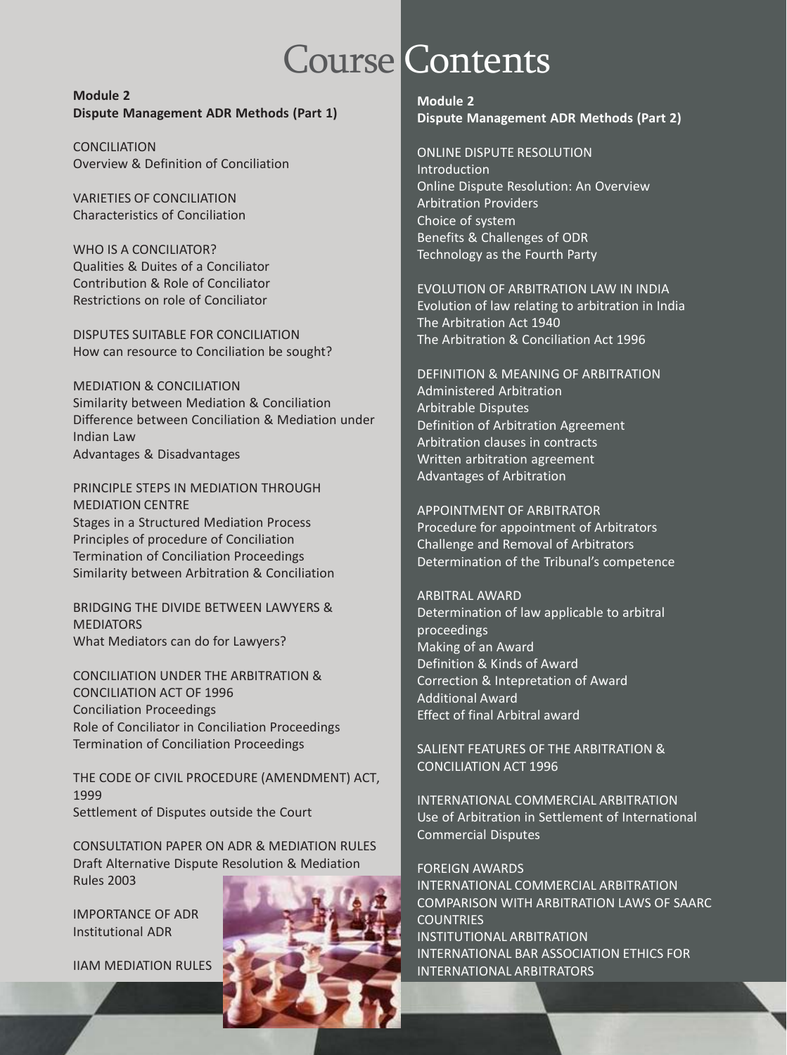# Course Contents

## Module 2
## Dispute Management ADR Methods (Part 1)

CONCILIATION
Overview & Definition of Conciliation

VARIETIES OF CONCILIATION
Characteristics of Conciliation

WHO IS A CONCILIATOR?
Qualities & Duites of a Conciliator
Contribution & Role of Conciliator
Restrictions on role of Conciliator

DISPUTES SUITABLE FOR CONCILIATION
How can resource to Conciliation be sought?

MEDIATION & CONCILIATION
Similarity between Mediation & Conciliation
Difference between Conciliation & Mediation under Indian Law
Advantages & Disadvantages

PRINCIPLE STEPS IN MEDIATION THROUGH MEDIATION CENTRE
Stages in a Structured Mediation Process
Principles of procedure of Conciliation
Termination of Conciliation Proceedings
Similarity between Arbitration & Conciliation

BRIDGING THE DIVIDE BETWEEN LAWYERS & MEDIATORS
What Mediators can do for Lawyers?

CONCILIATION UNDER THE ARBITRATION & CONCILIATION ACT OF 1996
Conciliation Proceedings
Role of Conciliator in Conciliation Proceedings
Termination of Conciliation Proceedings

THE CODE OF CIVIL PROCEDURE (AMENDMENT) ACT, 1999
Settlement of Disputes outside the Court

CONSULTATION PAPER ON ADR & MEDIATION RULES
Draft Alternative Dispute Resolution & Mediation Rules 2003

IMPORTANCE OF ADR
Institutional ADR

IIAM MEDIATION RULES

## Module 2
## Dispute Management ADR Methods (Part 2)

ONLINE DISPUTE RESOLUTION
Introduction
Online Dispute Resolution: An Overview
Arbitration Providers
Choice of system
Benefits & Challenges of ODR
Technology as the Fourth Party

EVOLUTION OF ARBITRATION LAW IN INDIA
Evolution of law relating to arbitration in India
The Arbitration Act 1940
The Arbitration & Conciliation Act 1996

DEFINITION & MEANING OF ARBITRATION
Administered Arbitration
Arbitrable Disputes
Definition of Arbitration Agreement
Arbitration clauses in contracts
Written arbitration agreement
Advantages of Arbitration

APPOINTMENT OF ARBITRATOR
Procedure for appointment of Arbitrators
Challenge and Removal of Arbitrators
Determination of the Tribunal's competence

ARBITRAL AWARD
Determination of law applicable to arbitral proceedings
Making of an Award
Definition & Kinds of Award
Correction & Intepretation of Award
Additional Award
Effect of final Arbitral award

SALIENT FEATURES OF THE ARBITRATION & CONCILIATION ACT 1996

INTERNATIONAL COMMERCIAL ARBITRATION
Use of Arbitration in Settlement of International Commercial Disputes

FOREIGN AWARDS
INTERNATIONAL COMMERCIAL ARBITRATION
COMPARISON WITH ARBITRATION LAWS OF SAARC COUNTRIES
INSTITUTIONAL ARBITRATION
INTERNATIONAL BAR ASSOCIATION ETHICS FOR INTERNATIONAL ARBITRATORS